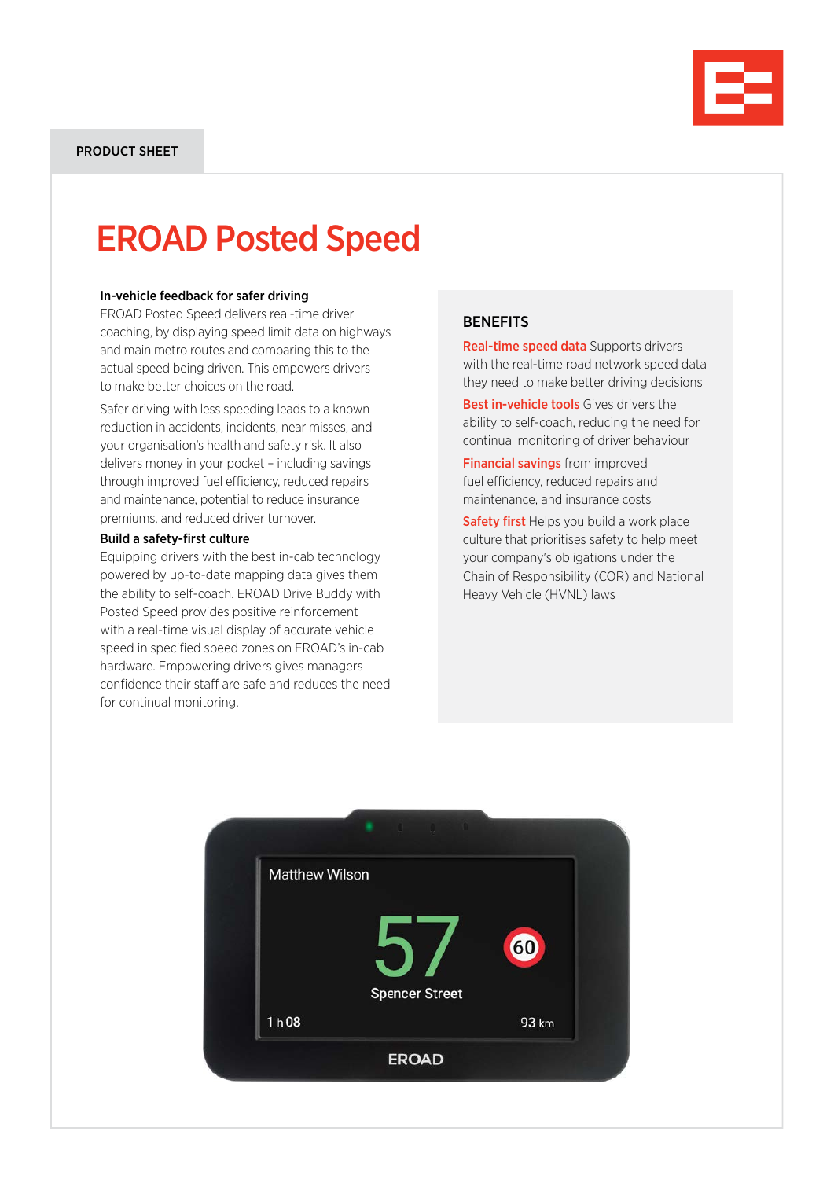PRODUCT SHEET

# EROAD Posted Speed

**In-vehicle feedback for safer driving**

EROAD Posted Speed delivers real-time driver coaching, by displaying speed limit data on highways and main metro routes and comparing this to the actual speed being driven. This empowers drivers to make better choices on the road.

Safer driving with less speeding leads to a known reduction in accidents, incidents, near misses, and your organisation's health and safety risk. It also delivers money in your pocket – including savings through improved fuel efficiency, reduced repairs and maintenance, potential to reduce insurance premiums, and reduced driver turnover.

**Build a safety-first culture**

Equipping drivers with the best in-cab technology powered by up-to-date mapping data gives them the ability to self-coach. EROAD Drive Buddy with Posted Speed provides positive reinforcement with a real-time visual display of accurate vehicle speed in specified speed zones on EROAD's in-cab hardware. Empowering drivers gives managers confidence their staff are safe and reduces the need for continual monitoring.

## BENEFITS

**Real-time speed data** Supports drivers with the real-time road network speed data they need to make better driving decisions

**Best in-vehicle tools** Gives drivers the ability to self-coach, reducing the need for continual monitoring of driver behaviour

**Financial savings** from improved fuel efficiency, reduced repairs and maintenance, and insurance costs

**Safety first** Helps you build a work place culture that prioritises safety to help meet your company's obligations under the Chain of Responsibility (COR) and National Heavy Vehicle (HVNL) laws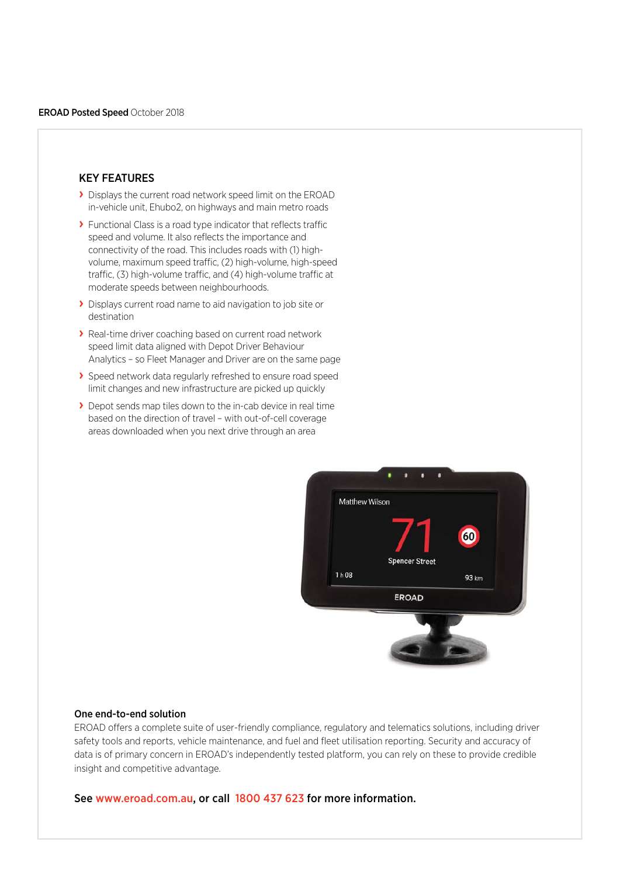## KEY FEATURES

- Displays the current road network speed limit on the EROAD in-vehicle unit, Ehubo2, on highways and main metro roads
- Functional Class is a road type indicator that reflects traffic speed and volume. It also reflects the importance and connectivity of the road. This includes roads with (1) high-volume, maximum speed traffic, (2) high-volume, high-speed traffic, (3) high-volume traffic, and (4) high-volume traffic at moderate speeds between neighbourhoods.
- Displays current road name to aid navigation to job site or destination
- Real-time driver coaching based on current road network speed limit data aligned with Depot Driver Behaviour Analytics – so Fleet Manager and Driver are on the same page
- Speed network data regularly refreshed to ensure road speed limit changes and new infrastructure are picked up quickly
- Depot sends map tiles down to the in-cab device in real time based on the direction of travel – with out-of-cell coverage areas downloaded when you next drive through an area

### One end-to-end solution

EROAD offers a complete suite of user-friendly compliance, regulatory and telematics solutions, including driver safety tools and reports, vehicle maintenance, and fuel and fleet utilisation reporting. Security and accuracy of data is of primary concern in EROAD's independently tested platform, you can rely on these to provide credible insight and competitive advantage.

**See www.eroad.com.au, or call 1800 437 623 for more information.**